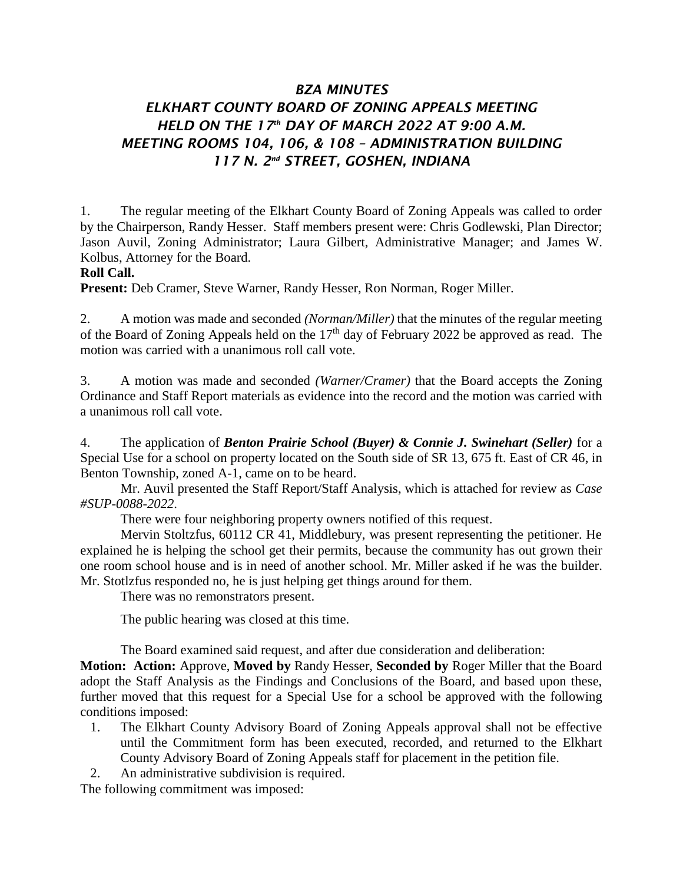# *BZA MINUTES*
# *ELKHART COUNTY BOARD OF ZONING APPEALS MEETING*
# *HELD ON THE 17th DAY OF MARCH 2022 AT 9:00 A.M.*
# *MEETING ROOMS 104, 106, & 108 – ADMINISTRATION BUILDING*
# *117 N. 2nd STREET, GOSHEN, INDIANA*

1. The regular meeting of the Elkhart County Board of Zoning Appeals was called to order by the Chairperson, Randy Hesser. Staff members present were: Chris Godlewski, Plan Director; Jason Auvil, Zoning Administrator; Laura Gilbert, Administrative Manager; and James W. Kolbus, Attorney for the Board.

**Roll Call.**

**Present:** Deb Cramer, Steve Warner, Randy Hesser, Ron Norman, Roger Miller.

2. A motion was made and seconded *(Norman/Miller)* that the minutes of the regular meeting of the Board of Zoning Appeals held on the 17th day of February 2022 be approved as read. The motion was carried with a unanimous roll call vote.

3. A motion was made and seconded *(Warner/Cramer)* that the Board accepts the Zoning Ordinance and Staff Report materials as evidence into the record and the motion was carried with a unanimous roll call vote.

4. The application of ***Benton Prairie School (Buyer) & Connie J. Swinehart (Seller)*** for a Special Use for a school on property located on the South side of SR 13, 675 ft. East of CR 46, in Benton Township, zoned A-1, came on to be heard.

Mr. Auvil presented the Staff Report/Staff Analysis, which is attached for review as *Case #SUP-0088-2022*.

There were four neighboring property owners notified of this request.

Mervin Stoltzfus, 60112 CR 41, Middlebury, was present representing the petitioner. He explained he is helping the school get their permits, because the community has out grown their one room school house and is in need of another school. Mr. Miller asked if he was the builder. Mr. Stotlzfus responded no, he is just helping get things around for them.

There was no remonstrators present.

The public hearing was closed at this time.

The Board examined said request, and after due consideration and deliberation:

**Motion: Action:** Approve, **Moved by** Randy Hesser, **Seconded by** Roger Miller that the Board adopt the Staff Analysis as the Findings and Conclusions of the Board, and based upon these, further moved that this request for a Special Use for a school be approved with the following conditions imposed:

1. The Elkhart County Advisory Board of Zoning Appeals approval shall not be effective until the Commitment form has been executed, recorded, and returned to the Elkhart County Advisory Board of Zoning Appeals staff for placement in the petition file.
2. An administrative subdivision is required.

The following commitment was imposed: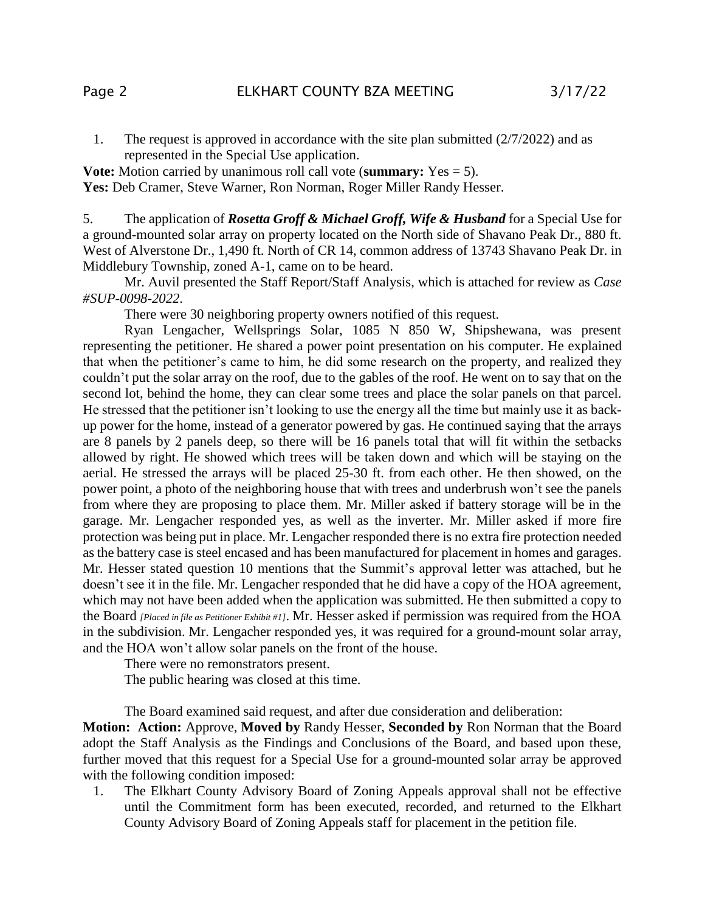1. The request is approved in accordance with the site plan submitted (2/7/2022) and as represented in the Special Use application.

**Vote:** Motion carried by unanimous roll call vote (**summary:** Yes = 5).
**Yes:** Deb Cramer, Steve Warner, Ron Norman, Roger Miller Randy Hesser.

5. The application of ***Rosetta Groff & Michael Groff, Wife & Husband*** for a Special Use for a ground-mounted solar array on property located on the North side of Shavano Peak Dr., 880 ft. West of Alverstone Dr., 1,490 ft. North of CR 14, common address of 13743 Shavano Peak Dr. in Middlebury Township, zoned A-1, came on to be heard.

Mr. Auvil presented the Staff Report/Staff Analysis, which is attached for review as *Case #SUP-0098-2022*.

There were 30 neighboring property owners notified of this request.

Ryan Lengacher, Wellsprings Solar, 1085 N 850 W, Shipshewana, was present representing the petitioner. He shared a power point presentation on his computer. He explained that when the petitioner's came to him, he did some research on the property, and realized they couldn't put the solar array on the roof, due to the gables of the roof. He went on to say that on the second lot, behind the home, they can clear some trees and place the solar panels on that parcel. He stressed that the petitioner isn't looking to use the energy all the time but mainly use it as back-up power for the home, instead of a generator powered by gas. He continued saying that the arrays are 8 panels by 2 panels deep, so there will be 16 panels total that will fit within the setbacks allowed by right. He showed which trees will be taken down and which will be staying on the aerial. He stressed the arrays will be placed 25-30 ft. from each other. He then showed, on the power point, a photo of the neighboring house that with trees and underbrush won't see the panels from where they are proposing to place them. Mr. Miller asked if battery storage will be in the garage. Mr. Lengacher responded yes, as well as the inverter. Mr. Miller asked if more fire protection was being put in place. Mr. Lengacher responded there is no extra fire protection needed as the battery case is steel encased and has been manufactured for placement in homes and garages. Mr. Hesser stated question 10 mentions that the Summit's approval letter was attached, but he doesn't see it in the file. Mr. Lengacher responded that he did have a copy of the HOA agreement, which may not have been added when the application was submitted. He then submitted a copy to the Board *[Placed in file as Petitioner Exhibit #1]*. Mr. Hesser asked if permission was required from the HOA in the subdivision. Mr. Lengacher responded yes, it was required for a ground-mount solar array, and the HOA won't allow solar panels on the front of the house.

There were no remonstrators present.

The public hearing was closed at this time.

The Board examined said request, and after due consideration and deliberation:

**Motion: Action:** Approve, **Moved by** Randy Hesser, **Seconded by** Ron Norman that the Board adopt the Staff Analysis as the Findings and Conclusions of the Board, and based upon these, further moved that this request for a Special Use for a ground-mounted solar array be approved with the following condition imposed:

1. The Elkhart County Advisory Board of Zoning Appeals approval shall not be effective until the Commitment form has been executed, recorded, and returned to the Elkhart County Advisory Board of Zoning Appeals staff for placement in the petition file.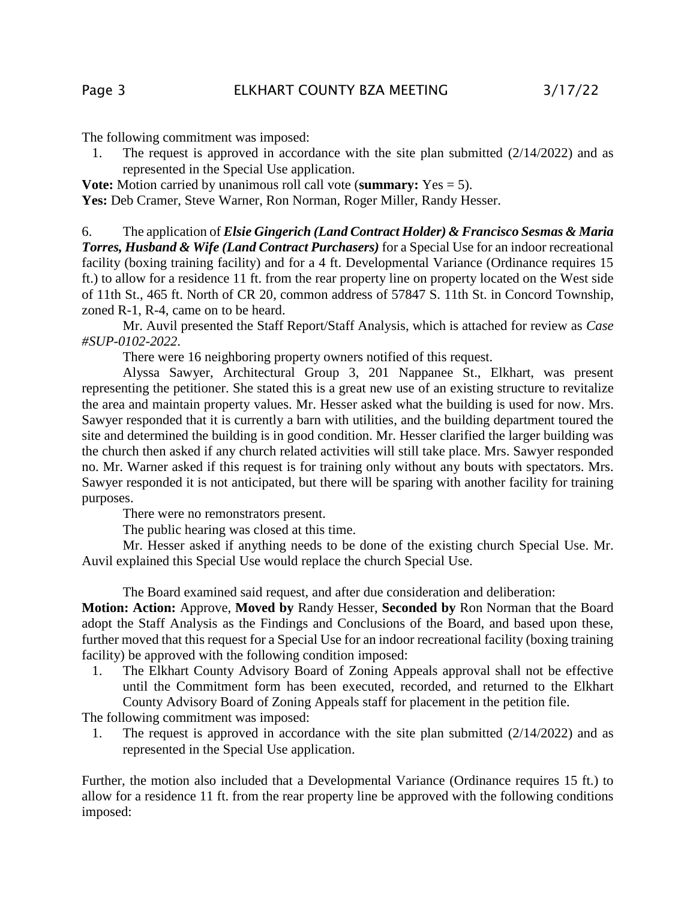The following commitment was imposed:

1. The request is approved in accordance with the site plan submitted (2/14/2022) and as represented in the Special Use application.

**Vote:** Motion carried by unanimous roll call vote (**summary:** Yes = 5).
**Yes:** Deb Cramer, Steve Warner, Ron Norman, Roger Miller, Randy Hesser.

6. The application of ***Elsie Gingerich (Land Contract Holder) & Francisco Sesmas & Maria Torres, Husband & Wife (Land Contract Purchasers)*** for a Special Use for an indoor recreational facility (boxing training facility) and for a 4 ft. Developmental Variance (Ordinance requires 15 ft.) to allow for a residence 11 ft. from the rear property line on property located on the West side of 11th St., 465 ft. North of CR 20, common address of 57847 S. 11th St. in Concord Township, zoned R-1, R-4, came on to be heard.

Mr. Auvil presented the Staff Report/Staff Analysis, which is attached for review as *Case #SUP-0102-2022*.

There were 16 neighboring property owners notified of this request.

Alyssa Sawyer, Architectural Group 3, 201 Nappanee St., Elkhart, was present representing the petitioner. She stated this is a great new use of an existing structure to revitalize the area and maintain property values. Mr. Hesser asked what the building is used for now. Mrs. Sawyer responded that it is currently a barn with utilities, and the building department toured the site and determined the building is in good condition. Mr. Hesser clarified the larger building was the church then asked if any church related activities will still take place. Mrs. Sawyer responded no. Mr. Warner asked if this request is for training only without any bouts with spectators. Mrs. Sawyer responded it is not anticipated, but there will be sparing with another facility for training purposes.

There were no remonstrators present.

The public hearing was closed at this time.

Mr. Hesser asked if anything needs to be done of the existing church Special Use. Mr. Auvil explained this Special Use would replace the church Special Use.

The Board examined said request, and after due consideration and deliberation:

**Motion: Action:** Approve, **Moved by** Randy Hesser, **Seconded by** Ron Norman that the Board adopt the Staff Analysis as the Findings and Conclusions of the Board, and based upon these, further moved that this request for a Special Use for an indoor recreational facility (boxing training facility) be approved with the following condition imposed:

1. The Elkhart County Advisory Board of Zoning Appeals approval shall not be effective until the Commitment form has been executed, recorded, and returned to the Elkhart County Advisory Board of Zoning Appeals staff for placement in the petition file.

The following commitment was imposed:

1. The request is approved in accordance with the site plan submitted (2/14/2022) and as represented in the Special Use application.

Further, the motion also included that a Developmental Variance (Ordinance requires 15 ft.) to allow for a residence 11 ft. from the rear property line be approved with the following conditions imposed: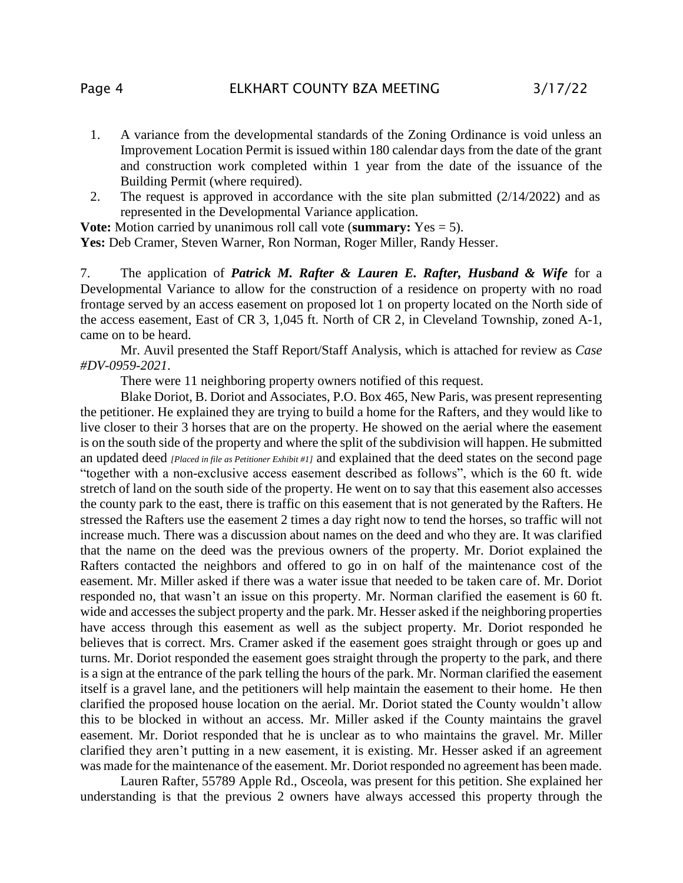1. A variance from the developmental standards of the Zoning Ordinance is void unless an Improvement Location Permit is issued within 180 calendar days from the date of the grant and construction work completed within 1 year from the date of the issuance of the Building Permit (where required).
2. The request is approved in accordance with the site plan submitted (2/14/2022) and as represented in the Developmental Variance application.

**Vote:** Motion carried by unanimous roll call vote (**summary:** Yes = 5).
**Yes:** Deb Cramer, Steven Warner, Ron Norman, Roger Miller, Randy Hesser.

7. The application of ***Patrick M. Rafter & Lauren E. Rafter, Husband & Wife*** for a Developmental Variance to allow for the construction of a residence on property with no road frontage served by an access easement on proposed lot 1 on property located on the North side of the access easement, East of CR 3, 1,045 ft. North of CR 2, in Cleveland Township, zoned A-1, came on to be heard.

Mr. Auvil presented the Staff Report/Staff Analysis, which is attached for review as *Case #DV-0959-2021*.

There were 11 neighboring property owners notified of this request.

Blake Doriot, B. Doriot and Associates, P.O. Box 465, New Paris, was present representing the petitioner. He explained they are trying to build a home for the Rafters, and they would like to live closer to their 3 horses that are on the property. He showed on the aerial where the easement is on the south side of the property and where the split of the subdivision will happen. He submitted an updated deed *[Placed in file as Petitioner Exhibit #1]* and explained that the deed states on the second page "together with a non-exclusive access easement described as follows", which is the 60 ft. wide stretch of land on the south side of the property. He went on to say that this easement also accesses the county park to the east, there is traffic on this easement that is not generated by the Rafters. He stressed the Rafters use the easement 2 times a day right now to tend the horses, so traffic will not increase much. There was a discussion about names on the deed and who they are. It was clarified that the name on the deed was the previous owners of the property. Mr. Doriot explained the Rafters contacted the neighbors and offered to go in on half of the maintenance cost of the easement. Mr. Miller asked if there was a water issue that needed to be taken care of. Mr. Doriot responded no, that wasn't an issue on this property. Mr. Norman clarified the easement is 60 ft. wide and accesses the subject property and the park. Mr. Hesser asked if the neighboring properties have access through this easement as well as the subject property. Mr. Doriot responded he believes that is correct. Mrs. Cramer asked if the easement goes straight through or goes up and turns. Mr. Doriot responded the easement goes straight through the property to the park, and there is a sign at the entrance of the park telling the hours of the park. Mr. Norman clarified the easement itself is a gravel lane, and the petitioners will help maintain the easement to their home. He then clarified the proposed house location on the aerial. Mr. Doriot stated the County wouldn't allow this to be blocked in without an access. Mr. Miller asked if the County maintains the gravel easement. Mr. Doriot responded that he is unclear as to who maintains the gravel. Mr. Miller clarified they aren't putting in a new easement, it is existing. Mr. Hesser asked if an agreement was made for the maintenance of the easement. Mr. Doriot responded no agreement has been made.

Lauren Rafter, 55789 Apple Rd., Osceola, was present for this petition. She explained her understanding is that the previous 2 owners have always accessed this property through the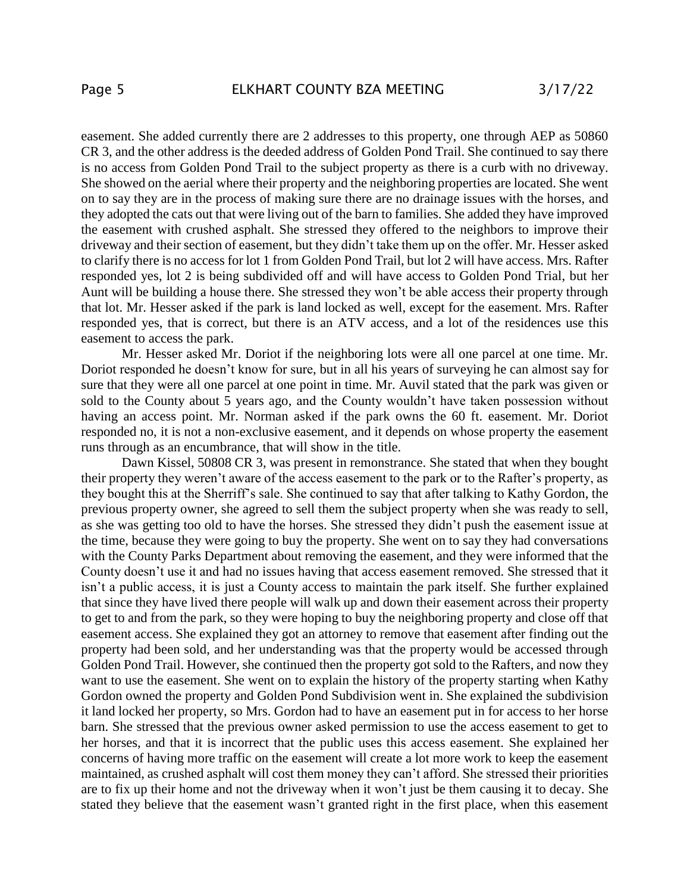easement. She added currently there are 2 addresses to this property, one through AEP as 50860 CR 3, and the other address is the deeded address of Golden Pond Trail. She continued to say there is no access from Golden Pond Trail to the subject property as there is a curb with no driveway. She showed on the aerial where their property and the neighboring properties are located. She went on to say they are in the process of making sure there are no drainage issues with the horses, and they adopted the cats out that were living out of the barn to families. She added they have improved the easement with crushed asphalt. She stressed they offered to the neighbors to improve their driveway and their section of easement, but they didn't take them up on the offer. Mr. Hesser asked to clarify there is no access for lot 1 from Golden Pond Trail, but lot 2 will have access. Mrs. Rafter responded yes, lot 2 is being subdivided off and will have access to Golden Pond Trial, but her Aunt will be building a house there. She stressed they won't be able access their property through that lot. Mr. Hesser asked if the park is land locked as well, except for the easement. Mrs. Rafter responded yes, that is correct, but there is an ATV access, and a lot of the residences use this easement to access the park.

Mr. Hesser asked Mr. Doriot if the neighboring lots were all one parcel at one time. Mr. Doriot responded he doesn't know for sure, but in all his years of surveying he can almost say for sure that they were all one parcel at one point in time. Mr. Auvil stated that the park was given or sold to the County about 5 years ago, and the County wouldn't have taken possession without having an access point. Mr. Norman asked if the park owns the 60 ft. easement. Mr. Doriot responded no, it is not a non-exclusive easement, and it depends on whose property the easement runs through as an encumbrance, that will show in the title.

Dawn Kissel, 50808 CR 3, was present in remonstrance. She stated that when they bought their property they weren't aware of the access easement to the park or to the Rafter's property, as they bought this at the Sherriff's sale. She continued to say that after talking to Kathy Gordon, the previous property owner, she agreed to sell them the subject property when she was ready to sell, as she was getting too old to have the horses. She stressed they didn't push the easement issue at the time, because they were going to buy the property. She went on to say they had conversations with the County Parks Department about removing the easement, and they were informed that the County doesn't use it and had no issues having that access easement removed. She stressed that it isn't a public access, it is just a County access to maintain the park itself. She further explained that since they have lived there people will walk up and down their easement across their property to get to and from the park, so they were hoping to buy the neighboring property and close off that easement access. She explained they got an attorney to remove that easement after finding out the property had been sold, and her understanding was that the property would be accessed through Golden Pond Trail. However, she continued then the property got sold to the Rafters, and now they want to use the easement. She went on to explain the history of the property starting when Kathy Gordon owned the property and Golden Pond Subdivision went in. She explained the subdivision it land locked her property, so Mrs. Gordon had to have an easement put in for access to her horse barn. She stressed that the previous owner asked permission to use the access easement to get to her horses, and that it is incorrect that the public uses this access easement. She explained her concerns of having more traffic on the easement will create a lot more work to keep the easement maintained, as crushed asphalt will cost them money they can't afford. She stressed their priorities are to fix up their home and not the driveway when it won't just be them causing it to decay. She stated they believe that the easement wasn't granted right in the first place, when this easement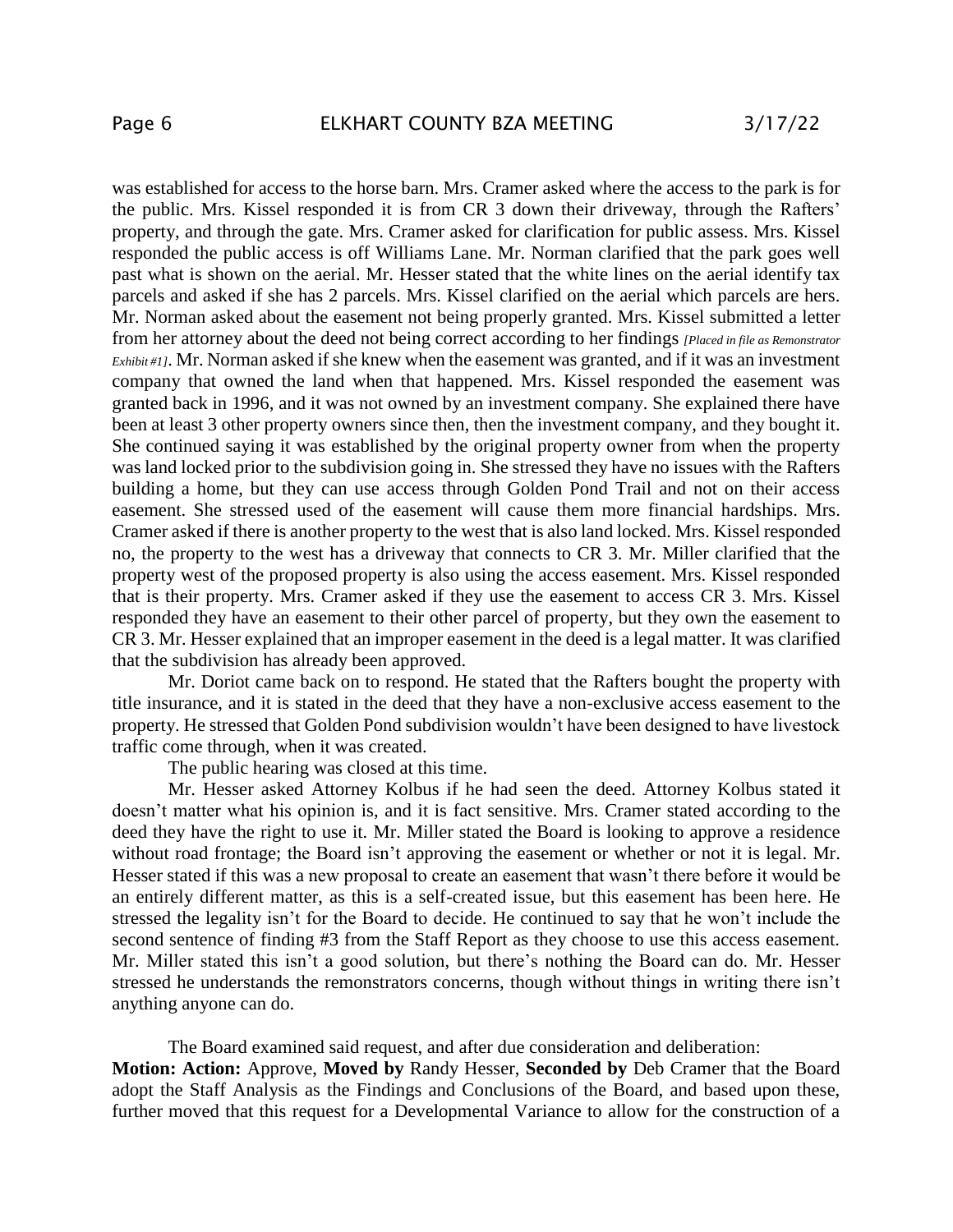was established for access to the horse barn. Mrs. Cramer asked where the access to the park is for the public. Mrs. Kissel responded it is from CR 3 down their driveway, through the Rafters' property, and through the gate. Mrs. Cramer asked for clarification for public assess. Mrs. Kissel responded the public access is off Williams Lane. Mr. Norman clarified that the park goes well past what is shown on the aerial. Mr. Hesser stated that the white lines on the aerial identify tax parcels and asked if she has 2 parcels. Mrs. Kissel clarified on the aerial which parcels are hers. Mr. Norman asked about the easement not being properly granted. Mrs. Kissel submitted a letter from her attorney about the deed not being correct according to her findings *[Placed in file as Remonstrator Exhibit #1]*. Mr. Norman asked if she knew when the easement was granted, and if it was an investment company that owned the land when that happened. Mrs. Kissel responded the easement was granted back in 1996, and it was not owned by an investment company. She explained there have been at least 3 other property owners since then, then the investment company, and they bought it. She continued saying it was established by the original property owner from when the property was land locked prior to the subdivision going in. She stressed they have no issues with the Rafters building a home, but they can use access through Golden Pond Trail and not on their access easement. She stressed used of the easement will cause them more financial hardships. Mrs. Cramer asked if there is another property to the west that is also land locked. Mrs. Kissel responded no, the property to the west has a driveway that connects to CR 3. Mr. Miller clarified that the property west of the proposed property is also using the access easement. Mrs. Kissel responded that is their property. Mrs. Cramer asked if they use the easement to access CR 3. Mrs. Kissel responded they have an easement to their other parcel of property, but they own the easement to CR 3. Mr. Hesser explained that an improper easement in the deed is a legal matter. It was clarified that the subdivision has already been approved.

Mr. Doriot came back on to respond. He stated that the Rafters bought the property with title insurance, and it is stated in the deed that they have a non-exclusive access easement to the property. He stressed that Golden Pond subdivision wouldn't have been designed to have livestock traffic come through, when it was created.

The public hearing was closed at this time.

Mr. Hesser asked Attorney Kolbus if he had seen the deed. Attorney Kolbus stated it doesn't matter what his opinion is, and it is fact sensitive. Mrs. Cramer stated according to the deed they have the right to use it. Mr. Miller stated the Board is looking to approve a residence without road frontage; the Board isn't approving the easement or whether or not it is legal. Mr. Hesser stated if this was a new proposal to create an easement that wasn't there before it would be an entirely different matter, as this is a self-created issue, but this easement has been here. He stressed the legality isn't for the Board to decide. He continued to say that he won't include the second sentence of finding #3 from the Staff Report as they choose to use this access easement. Mr. Miller stated this isn't a good solution, but there's nothing the Board can do. Mr. Hesser stressed he understands the remonstrators concerns, though without things in writing there isn't anything anyone can do.

The Board examined said request, and after due consideration and deliberation:

**Motion: Action:** Approve, **Moved by** Randy Hesser, **Seconded by** Deb Cramer that the Board adopt the Staff Analysis as the Findings and Conclusions of the Board, and based upon these, further moved that this request for a Developmental Variance to allow for the construction of a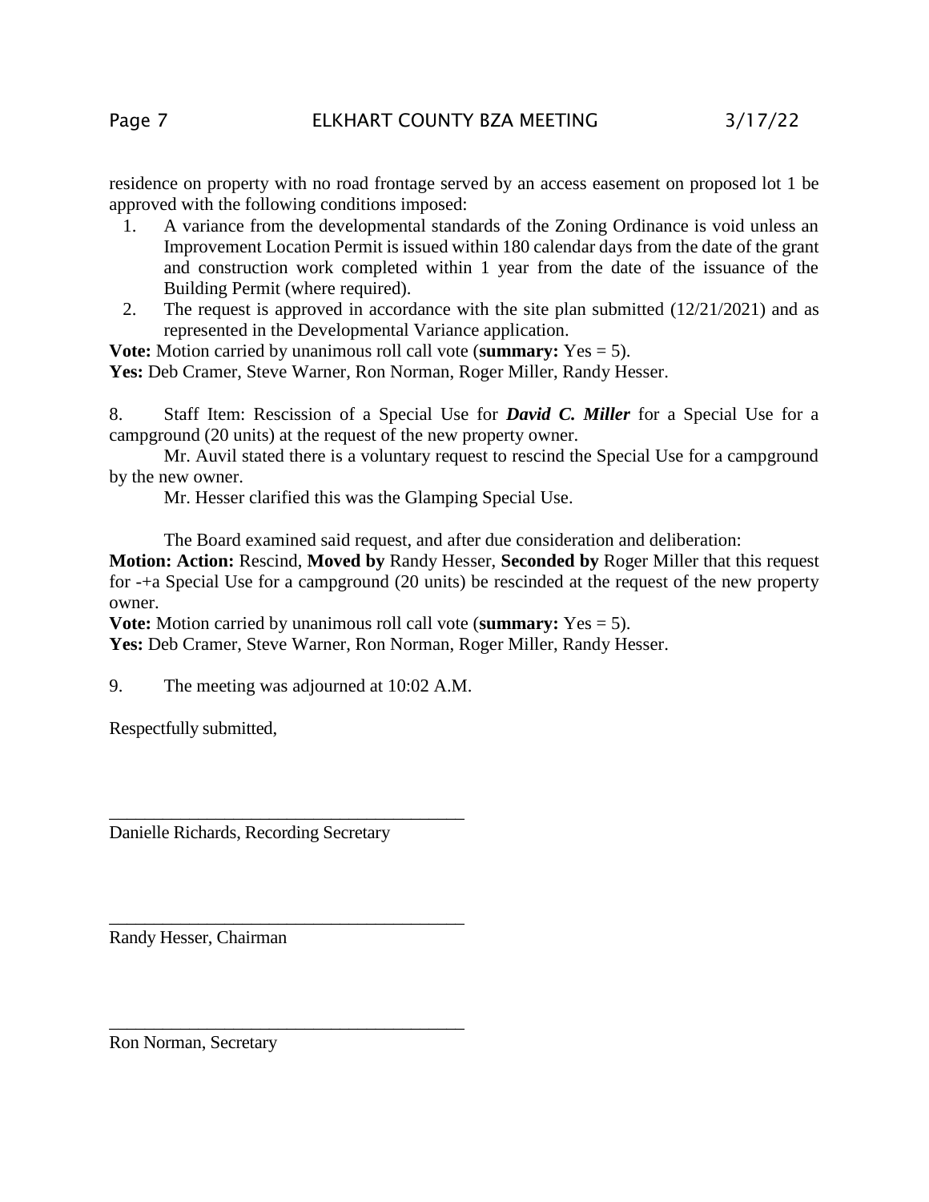residence on property with no road frontage served by an access easement on proposed lot 1 be approved with the following conditions imposed:

1. A variance from the developmental standards of the Zoning Ordinance is void unless an Improvement Location Permit is issued within 180 calendar days from the date of the grant and construction work completed within 1 year from the date of the issuance of the Building Permit (where required).
2. The request is approved in accordance with the site plan submitted (12/21/2021) and as represented in the Developmental Variance application.

**Vote:** Motion carried by unanimous roll call vote (**summary:** Yes = 5).
**Yes:** Deb Cramer, Steve Warner, Ron Norman, Roger Miller, Randy Hesser.

8. Staff Item: Rescission of a Special Use for ***David C. Miller*** for a Special Use for a campground (20 units) at the request of the new property owner.

Mr. Auvil stated there is a voluntary request to rescind the Special Use for a campground by the new owner.

Mr. Hesser clarified this was the Glamping Special Use.

The Board examined said request, and after due consideration and deliberation:

**Motion: Action:** Rescind, **Moved by** Randy Hesser, **Seconded by** Roger Miller that this request for -+a Special Use for a campground (20 units) be rescinded at the request of the new property owner.

**Vote:** Motion carried by unanimous roll call vote (**summary:** Yes = 5).
**Yes:** Deb Cramer, Steve Warner, Ron Norman, Roger Miller, Randy Hesser.

9. The meeting was adjourned at 10:02 A.M.

Respectfully submitted,

\_\_\_\_\_\_\_\_\_\_\_\_\_\_\_\_\_\_\_\_\_\_\_\_\_\_\_\_\_\_\_\_\_\_\_\_\_\_\_\_
Danielle Richards, Recording Secretary

\_\_\_\_\_\_\_\_\_\_\_\_\_\_\_\_\_\_\_\_\_\_\_\_\_\_\_\_\_\_\_\_\_\_\_\_\_\_\_\_
Randy Hesser, Chairman

\_\_\_\_\_\_\_\_\_\_\_\_\_\_\_\_\_\_\_\_\_\_\_\_\_\_\_\_\_\_\_\_\_\_\_\_\_\_\_\_
Ron Norman, Secretary